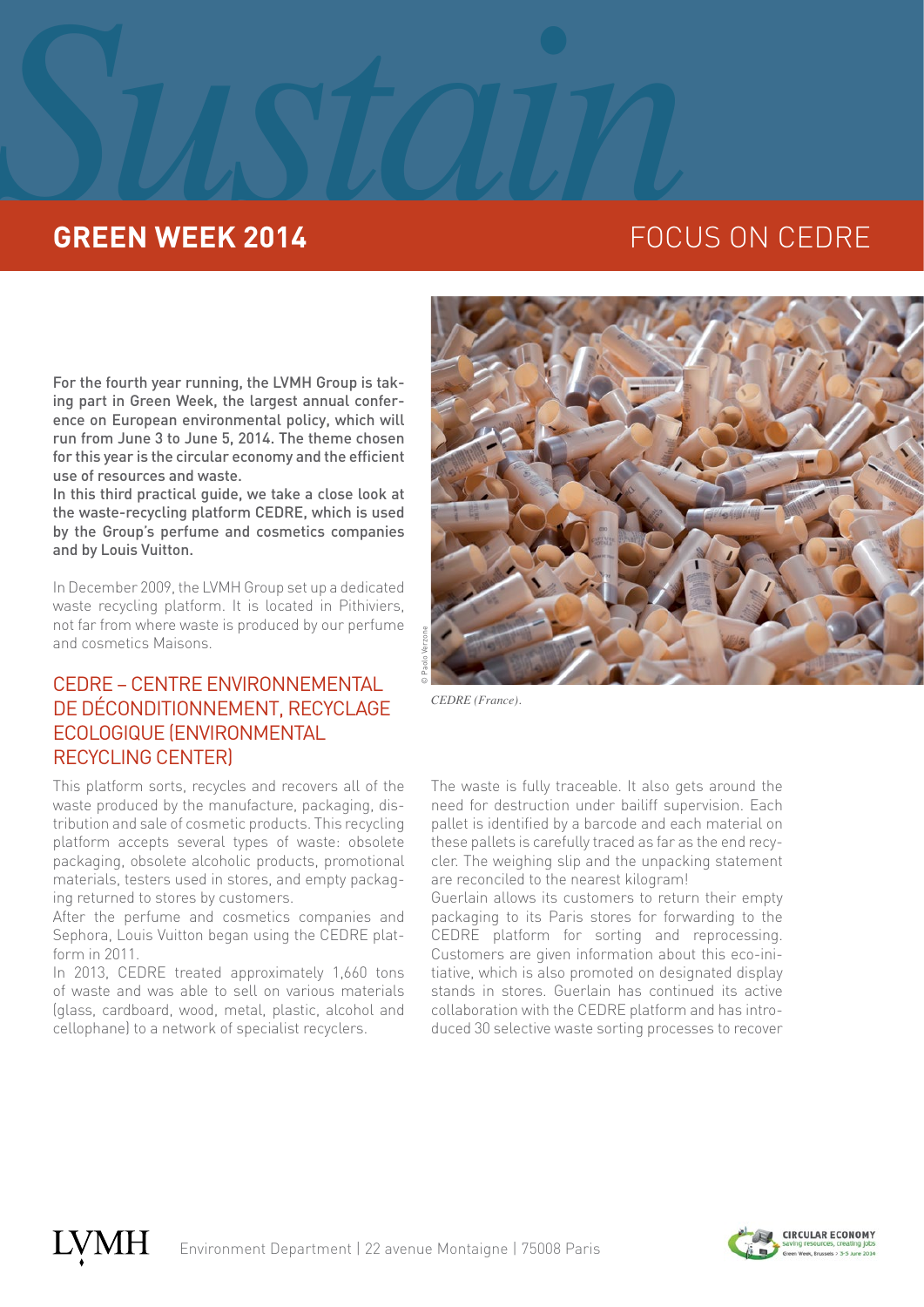# Sustain

## GREEN WEEK 2014

## FOCUS ON CEDRE

**For the fourth year running, the LVMH Group is taking part in Green Week, the largest annual conference on European environmental policy, which will run from June 3 to June 5, 2014. The theme chosen for this year is the circular economy and the efficient use of resources and waste.**

**In this third practical guide, we take a close look at the waste-recycling platform CEDRE, which is used by the Group's perfume and cosmetics companies and by Louis Vuitton.**

In December 2009, the LVMH Group set up a dedicated waste recycling platform. It is located in Pithiviers, not far from where waste is produced by our perfume and cosmetics Maisons.

*CEDRE (France).*

### CEDRE – CENTRE ENVIRONNEMENTAL DE DÉCONDITIONNEMENT, RECYCLAGE ECOLOGIQUE (ENVIRONMENTAL RECYCLING CENTER)

This platform sorts, recycles and recovers all of the waste produced by the manufacture, packaging, distribution and sale of cosmetic products. This recycling platform accepts several types of waste: obsolete packaging, obsolete alcoholic products, promotional materials, testers used in stores, and empty packaging returned to stores by customers.

After the perfume and cosmetics companies and Sephora, Louis Vuitton began using the CEDRE platform in 2011.

In 2013, CEDRE treated approximately 1,660 tons of waste and was able to sell on various materials (glass, cardboard, wood, metal, plastic, alcohol and cellophane) to a network of specialist recyclers.

The waste is fully traceable. It also gets around the need for destruction under bailiff supervision. Each pallet is identified by a barcode and each material on these pallets is carefully traced as far as the end recycler. The weighing slip and the unpacking statement are reconciled to the nearest kilogram!

Guerlain allows its customers to return their empty packaging to its Paris stores for forwarding to the CEDRE platform for sorting and reprocessing. Customers are given information about this eco-initiative, which is also promoted on designated display stands in stores. Guerlain has continued its active collaboration with the CEDRE platform and has introduced 30 selective waste sorting processes to recover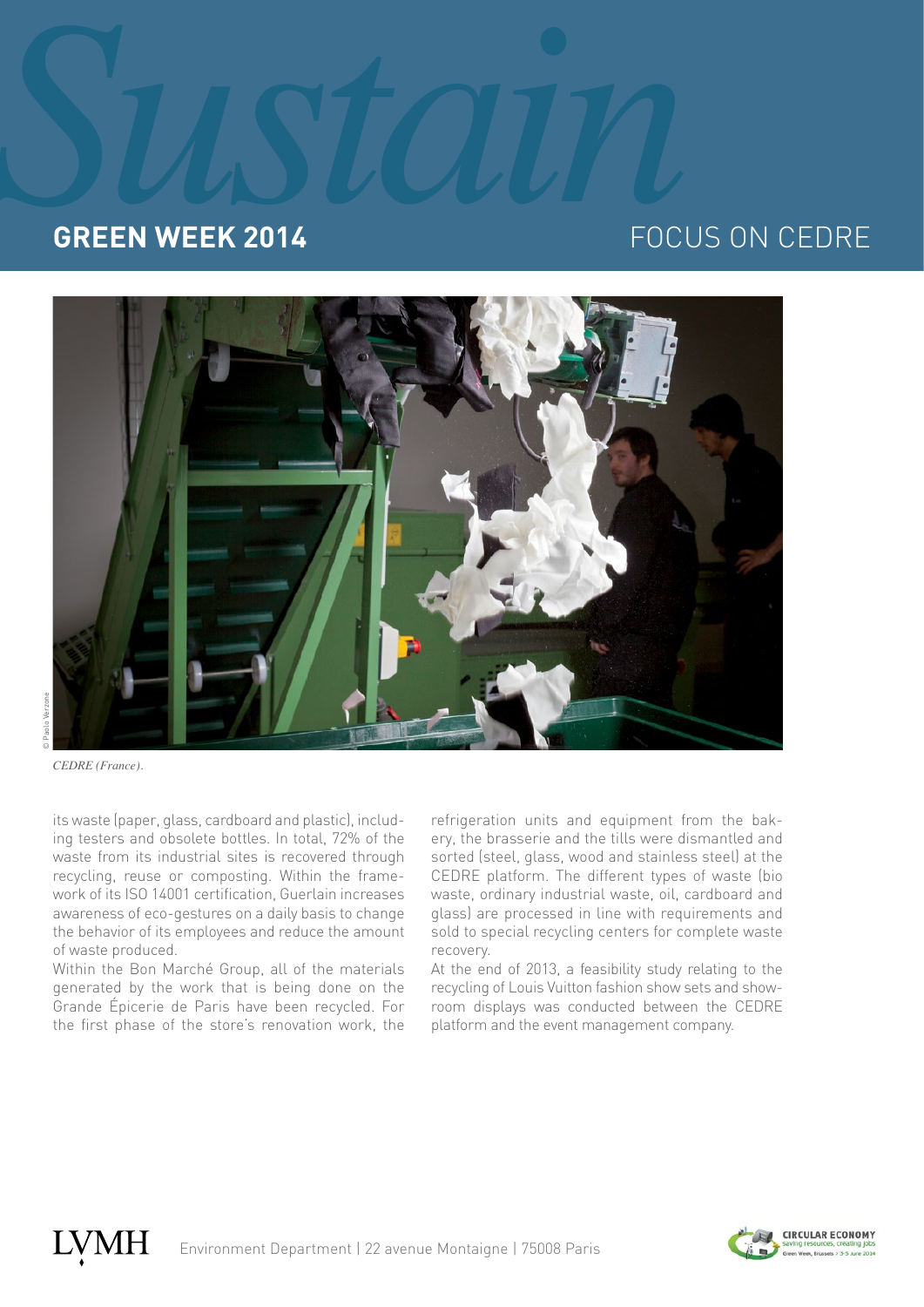CEDRE (France).

its waste (paper, glass, cardboard and plastic), including testers and obsolete bottles. In total, 72% of the waste from its industrial sites is recovered through recycling, reuse or composting. Within the framework of its ISO 14001 certification, Guerlain increases awareness of eco-gestures on a daily basis to change the behavior of its employees and reduce the amount of waste produced.

Within the Bon Marché Group, all of the materials generated by the work that is being done on the Grande Épicerie de Paris have been recycled. For the first phase of the store's renovation work, the refrigeration units and equipment from the bakery, the brasserie and the tills were dismantled and sorted (steel, glass, wood and stainless steel) at the CEDRE platform. The different types of waste (bio waste, ordinary industrial waste, oil, cardboard and glass) are processed in line with requirements and sold to special recycling centers for complete waste recovery.

At the end of 2013, a feasibility study relating to the recycling of Louis Vuitton fashion show sets and showroom displays was conducted between the CEDRE platform and the event management company.

LVMH Environment Department | 22 avenue Montaigne | 75008 Paris